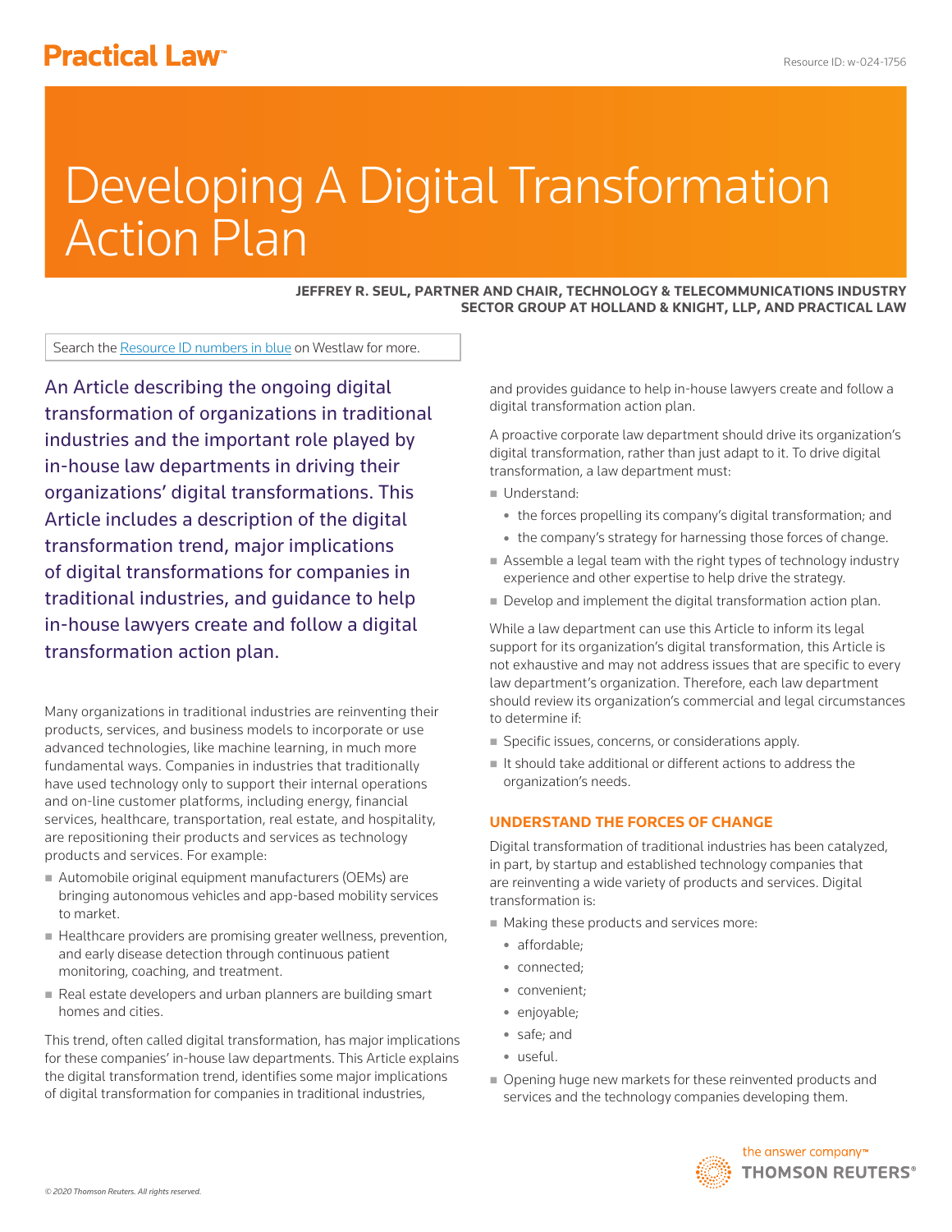# Developing A Digital Transformation Action Plan

**JEFFREY R. SEUL, PARTNER AND CHAIR, TECHNOLOGY & TELECOMMUNICATIONS INDUSTRY SECTOR GROUP AT HOLLAND & KNIGHT, LLP, AND PRACTICAL LAW**

Search the Resource ID numbers in blue on Westlaw for more.

An Article describing the ongoing digital transformation of organizations in traditional industries and the important role played by in-house law departments in driving their organizations' digital transformations. This Article includes a description of the digital transformation trend, major implications of digital transformations for companies in traditional industries, and guidance to help in-house lawyers create and follow a digital transformation action plan.

Many organizations in traditional industries are reinventing their products, services, and business models to incorporate or use advanced technologies, like machine learning, in much more fundamental ways. Companies in industries that traditionally have used technology only to support their internal operations and on-line customer platforms, including energy, financial services, healthcare, transportation, real estate, and hospitality, are repositioning their products and services as technology products and services. For example:

- Automobile original equipment manufacturers (OEMs) are bringing autonomous vehicles and app-based mobility services to market.
- Healthcare providers are promising greater wellness, prevention, and early disease detection through continuous patient monitoring, coaching, and treatment.
- Real estate developers and urban planners are building smart homes and cities.

This trend, often called digital transformation, has major implications for these companies' in-house law departments. This Article explains the digital transformation trend, identifies some major implications of digital transformation for companies in traditional industries, and provides guidance to help in-house lawyers create and follow a digital transformation action plan.

A proactive corporate law department should drive its organization's digital transformation, rather than just adapt to it. To drive digital transformation, a law department must:

- Understand:
  - the forces propelling its company's digital transformation; and
  - the company's strategy for harnessing those forces of change.
- Assemble a legal team with the right types of technology industry experience and other expertise to help drive the strategy.
- Develop and implement the digital transformation action plan.

While a law department can use this Article to inform its legal support for its organization's digital transformation, this Article is not exhaustive and may not address issues that are specific to every law department's organization. Therefore, each law department should review its organization's commercial and legal circumstances to determine if:

- Specific issues, concerns, or considerations apply.
- It should take additional or different actions to address the organization's needs.

## UNDERSTAND THE FORCES OF CHANGE

Digital transformation of traditional industries has been catalyzed, in part, by startup and established technology companies that are reinventing a wide variety of products and services. Digital transformation is:

- Making these products and services more:
  - affordable;
  - connected;
  - convenient;
  - enjoyable;
  - safe; and
  - useful.
- Opening huge new markets for these reinvented products and services and the technology companies developing them.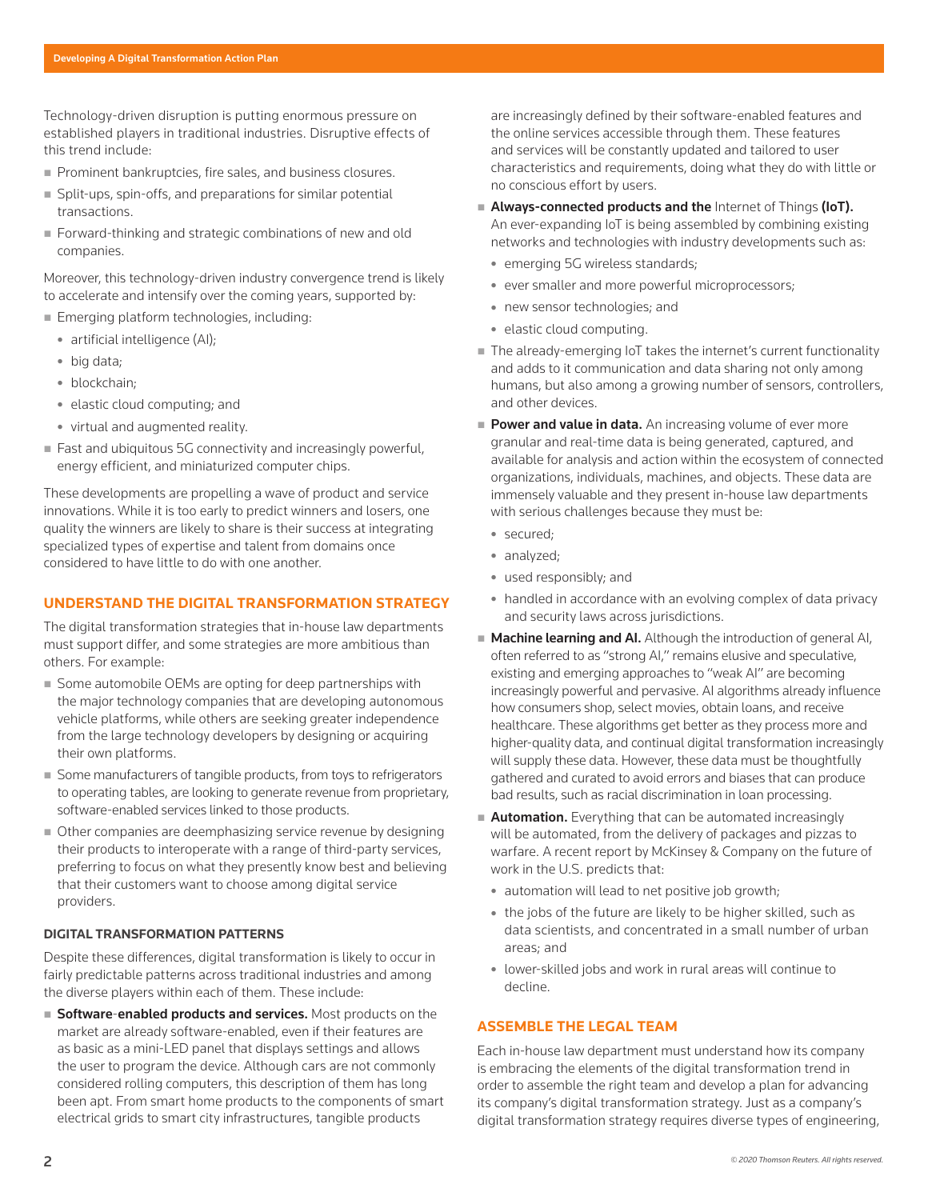Technology-driven disruption is putting enormous pressure on established players in traditional industries. Disruptive effects of this trend include:

- Prominent bankruptcies, fire sales, and business closures.
- Split-ups, spin-offs, and preparations for similar potential transactions.
- Forward-thinking and strategic combinations of new and old companies.

Moreover, this technology-driven industry convergence trend is likely to accelerate and intensify over the coming years, supported by:

- Emerging platform technologies, including:
  - artificial intelligence (AI);
  - big data;
  - blockchain;
  - elastic cloud computing; and
  - virtual and augmented reality.
- Fast and ubiquitous 5G connectivity and increasingly powerful, energy efficient, and miniaturized computer chips.

These developments are propelling a wave of product and service innovations. While it is too early to predict winners and losers, one quality the winners are likely to share is their success at integrating specialized types of expertise and talent from domains once considered to have little to do with one another.

## UNDERSTAND THE DIGITAL TRANSFORMATION STRATEGY

The digital transformation strategies that in-house law departments must support differ, and some strategies are more ambitious than others. For example:

- Some automobile OEMs are opting for deep partnerships with the major technology companies that are developing autonomous vehicle platforms, while others are seeking greater independence from the large technology developers by designing or acquiring their own platforms.
- Some manufacturers of tangible products, from toys to refrigerators to operating tables, are looking to generate revenue from proprietary, software-enabled services linked to those products.
- Other companies are deemphasizing service revenue by designing their products to interoperate with a range of third-party services, preferring to focus on what they presently know best and believing that their customers want to choose among digital service providers.

### DIGITAL TRANSFORMATION PATTERNS

Despite these differences, digital transformation is likely to occur in fairly predictable patterns across traditional industries and among the diverse players within each of them. These include:

- **Software-enabled products and services.** Most products on the market are already software-enabled, even if their features are as basic as a mini-LED panel that displays settings and allows the user to program the device. Although cars are not commonly considered rolling computers, this description of them has long been apt. From smart home products to the components of smart electrical grids to smart city infrastructures, tangible products are increasingly defined by their software-enabled features and the online services accessible through them. These features and services will be constantly updated and tailored to user characteristics and requirements, doing what they do with little or no conscious effort by users.
- **Always-connected products and the** Internet of Things **(IoT).** An ever-expanding IoT is being assembled by combining existing networks and technologies with industry developments such as:
  - emerging 5G wireless standards;
  - ever smaller and more powerful microprocessors;
  - new sensor technologies; and
  - elastic cloud computing.
- The already-emerging IoT takes the internet's current functionality and adds to it communication and data sharing not only among humans, but also among a growing number of sensors, controllers, and other devices.
- **Power and value in data.** An increasing volume of ever more granular and real-time data is being generated, captured, and available for analysis and action within the ecosystem of connected organizations, individuals, machines, and objects. These data are immensely valuable and they present in-house law departments with serious challenges because they must be:
  - secured;
  - analyzed;
  - used responsibly; and
  - handled in accordance with an evolving complex of data privacy and security laws across jurisdictions.
- **Machine learning and AI.** Although the introduction of general AI, often referred to as "strong AI," remains elusive and speculative, existing and emerging approaches to "weak AI" are becoming increasingly powerful and pervasive. AI algorithms already influence how consumers shop, select movies, obtain loans, and receive healthcare. These algorithms get better as they process more and higher-quality data, and continual digital transformation increasingly will supply these data. However, these data must be thoughtfully gathered and curated to avoid errors and biases that can produce bad results, such as racial discrimination in loan processing.
- **Automation.** Everything that can be automated increasingly will be automated, from the delivery of packages and pizzas to warfare. A recent report by McKinsey & Company on the future of work in the U.S. predicts that:
  - automation will lead to net positive job growth;
  - the jobs of the future are likely to be higher skilled, such as data scientists, and concentrated in a small number of urban areas; and
  - lower-skilled jobs and work in rural areas will continue to decline.

## ASSEMBLE THE LEGAL TEAM

Each in-house law department must understand how its company is embracing the elements of the digital transformation trend in order to assemble the right team and develop a plan for advancing its company's digital transformation strategy. Just as a company's digital transformation strategy requires diverse types of engineering,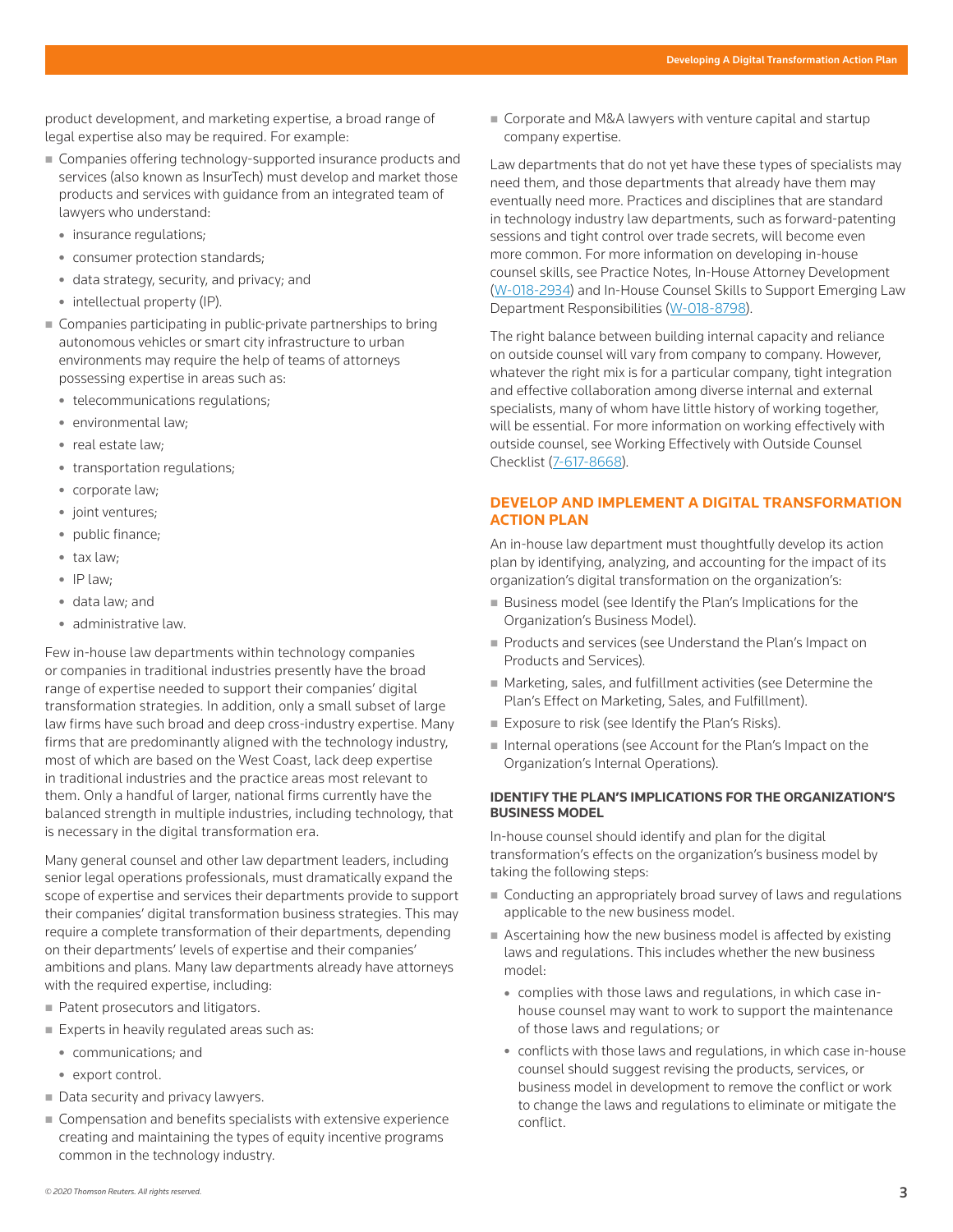product development, and marketing expertise, a broad range of legal expertise also may be required. For example:

- Companies offering technology-supported insurance products and services (also known as InsurTech) must develop and market those products and services with guidance from an integrated team of lawyers who understand:
  - insurance regulations;
  - consumer protection standards;
  - data strategy, security, and privacy; and
  - intellectual property (IP).
- Companies participating in public-private partnerships to bring autonomous vehicles or smart city infrastructure to urban environments may require the help of teams of attorneys possessing expertise in areas such as:
  - telecommunications regulations;
  - environmental law;
  - real estate law;
  - transportation regulations;
  - corporate law;
  - joint ventures;
  - public finance;
  - tax law;
  - IP law;
  - data law; and
  - administrative law.

Few in-house law departments within technology companies or companies in traditional industries presently have the broad range of expertise needed to support their companies' digital transformation strategies. In addition, only a small subset of large law firms have such broad and deep cross-industry expertise. Many firms that are predominantly aligned with the technology industry, most of which are based on the West Coast, lack deep expertise in traditional industries and the practice areas most relevant to them. Only a handful of larger, national firms currently have the balanced strength in multiple industries, including technology, that is necessary in the digital transformation era.

Many general counsel and other law department leaders, including senior legal operations professionals, must dramatically expand the scope of expertise and services their departments provide to support their companies' digital transformation business strategies. This may require a complete transformation of their departments, depending on their departments' levels of expertise and their companies' ambitions and plans. Many law departments already have attorneys with the required expertise, including:

- Patent prosecutors and litigators.
- Experts in heavily regulated areas such as:
  - communications; and
  - export control.
- Data security and privacy lawyers.
- Compensation and benefits specialists with extensive experience creating and maintaining the types of equity incentive programs common in the technology industry.
- Corporate and M&A lawyers with venture capital and startup company expertise.

Law departments that do not yet have these types of specialists may need them, and those departments that already have them may eventually need more. Practices and disciplines that are standard in technology industry law departments, such as forward-patenting sessions and tight control over trade secrets, will become even more common. For more information on developing in-house counsel skills, see Practice Notes, In-House Attorney Development (W-018-2934) and In-House Counsel Skills to Support Emerging Law Department Responsibilities (W-018-8798).

The right balance between building internal capacity and reliance on outside counsel will vary from company to company. However, whatever the right mix is for a particular company, tight integration and effective collaboration among diverse internal and external specialists, many of whom have little history of working together, will be essential. For more information on working effectively with outside counsel, see Working Effectively with Outside Counsel Checklist (7-617-8668).

## DEVELOP AND IMPLEMENT A DIGITAL TRANSFORMATION ACTION PLAN

An in-house law department must thoughtfully develop its action plan by identifying, analyzing, and accounting for the impact of its organization's digital transformation on the organization's:

- Business model (see Identify the Plan's Implications for the Organization's Business Model).
- Products and services (see Understand the Plan's Impact on Products and Services).
- Marketing, sales, and fulfillment activities (see Determine the Plan's Effect on Marketing, Sales, and Fulfillment).
- Exposure to risk (see Identify the Plan's Risks).
- Internal operations (see Account for the Plan's Impact on the Organization's Internal Operations).

### IDENTIFY THE PLAN'S IMPLICATIONS FOR THE ORGANIZATION'S BUSINESS MODEL

In-house counsel should identify and plan for the digital transformation's effects on the organization's business model by taking the following steps:

- Conducting an appropriately broad survey of laws and regulations applicable to the new business model.
- Ascertaining how the new business model is affected by existing laws and regulations. This includes whether the new business model:
  - complies with those laws and regulations, in which case in-house counsel may want to work to support the maintenance of those laws and regulations; or
  - conflicts with those laws and regulations, in which case in-house counsel should suggest revising the products, services, or business model in development to remove the conflict or work to change the laws and regulations to eliminate or mitigate the conflict.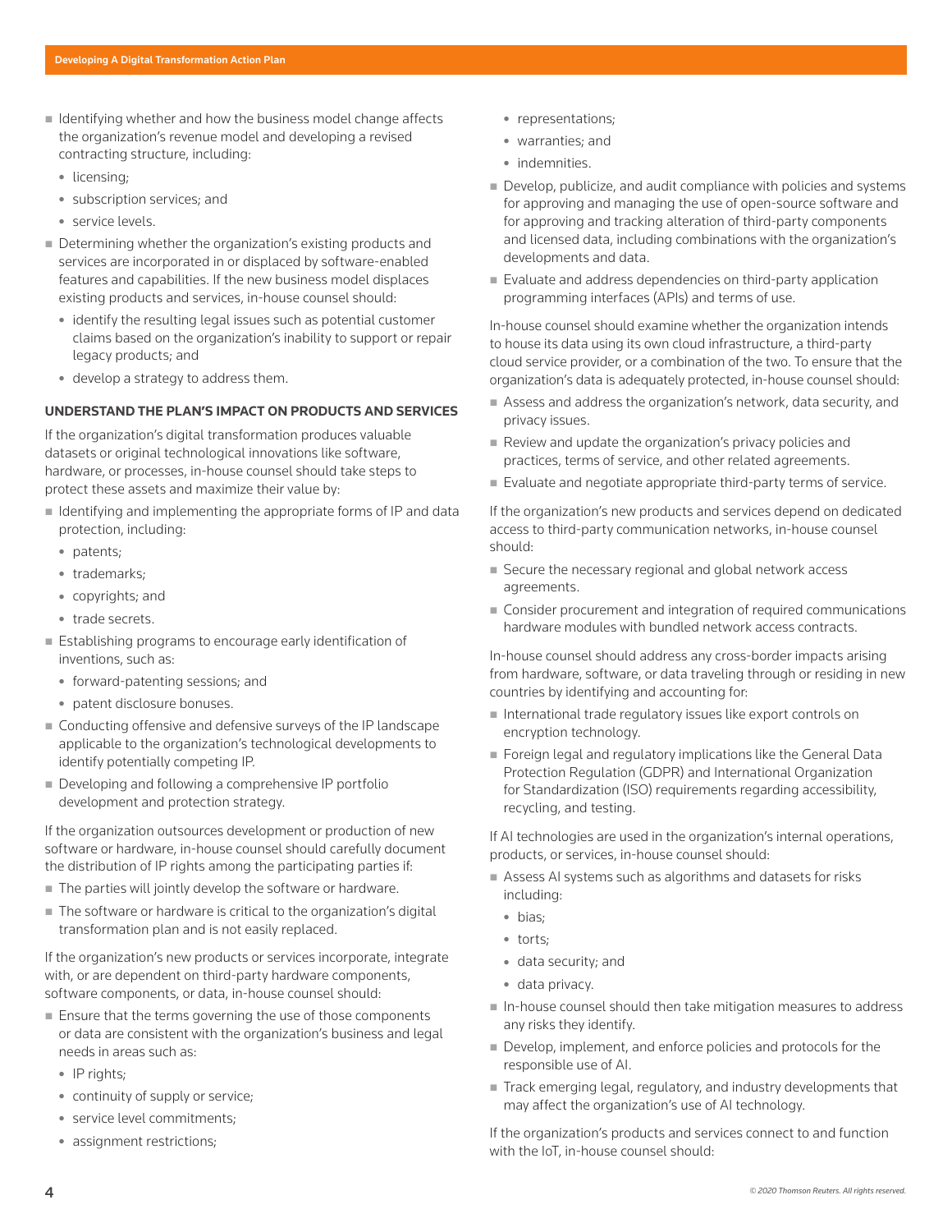- Identifying whether and how the business model change affects the organization's revenue model and developing a revised contracting structure, including:
  - licensing;
  - subscription services; and
  - service levels.
- Determining whether the organization's existing products and services are incorporated in or displaced by software-enabled features and capabilities. If the new business model displaces existing products and services, in-house counsel should:
  - identify the resulting legal issues such as potential customer claims based on the organization's inability to support or repair legacy products; and
  - develop a strategy to address them.

### UNDERSTAND THE PLAN'S IMPACT ON PRODUCTS AND SERVICES

If the organization's digital transformation produces valuable datasets or original technological innovations like software, hardware, or processes, in-house counsel should take steps to protect these assets and maximize their value by:

- Identifying and implementing the appropriate forms of IP and data protection, including:
  - patents;
  - trademarks;
  - copyrights; and
  - trade secrets.
- Establishing programs to encourage early identification of inventions, such as:
  - forward-patenting sessions; and
  - patent disclosure bonuses.
- Conducting offensive and defensive surveys of the IP landscape applicable to the organization's technological developments to identify potentially competing IP.
- Developing and following a comprehensive IP portfolio development and protection strategy.

If the organization outsources development or production of new software or hardware, in-house counsel should carefully document the distribution of IP rights among the participating parties if:

- The parties will jointly develop the software or hardware.
- The software or hardware is critical to the organization's digital transformation plan and is not easily replaced.

If the organization's new products or services incorporate, integrate with, or are dependent on third-party hardware components, software components, or data, in-house counsel should:

- Ensure that the terms governing the use of those components or data are consistent with the organization's business and legal needs in areas such as:
  - IP rights;
  - continuity of supply or service;
  - service level commitments;
  - assignment restrictions;
  - representations;
  - warranties; and
  - indemnities.
- Develop, publicize, and audit compliance with policies and systems for approving and managing the use of open-source software and for approving and tracking alteration of third-party components and licensed data, including combinations with the organization's developments and data.
- Evaluate and address dependencies on third-party application programming interfaces (APIs) and terms of use.

In-house counsel should examine whether the organization intends to house its data using its own cloud infrastructure, a third-party cloud service provider, or a combination of the two. To ensure that the organization's data is adequately protected, in-house counsel should:

- Assess and address the organization's network, data security, and privacy issues.
- Review and update the organization's privacy policies and practices, terms of service, and other related agreements.
- Evaluate and negotiate appropriate third-party terms of service.

If the organization's new products and services depend on dedicated access to third-party communication networks, in-house counsel should:

- Secure the necessary regional and global network access agreements.
- Consider procurement and integration of required communications hardware modules with bundled network access contracts.

In-house counsel should address any cross-border impacts arising from hardware, software, or data traveling through or residing in new countries by identifying and accounting for:

- International trade regulatory issues like export controls on encryption technology.
- Foreign legal and regulatory implications like the General Data Protection Regulation (GDPR) and International Organization for Standardization (ISO) requirements regarding accessibility, recycling, and testing.

If AI technologies are used in the organization's internal operations, products, or services, in-house counsel should:

- Assess AI systems such as algorithms and datasets for risks including:
  - bias;
  - torts;
  - data security; and
  - data privacy.
- In-house counsel should then take mitigation measures to address any risks they identify.
- Develop, implement, and enforce policies and protocols for the responsible use of AI.
- Track emerging legal, regulatory, and industry developments that may affect the organization's use of AI technology.

If the organization's products and services connect to and function with the IoT, in-house counsel should: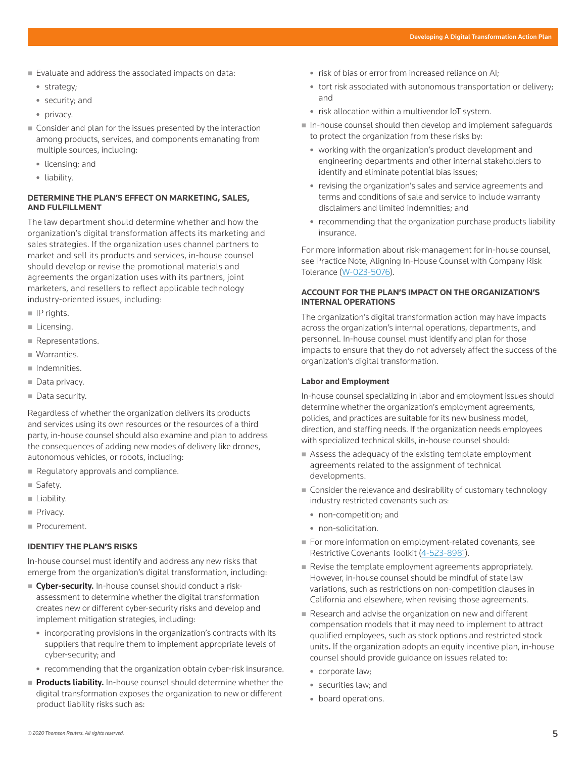- Evaluate and address the associated impacts on data:
  - strategy;
  - security; and
  - privacy.
- Consider and plan for the issues presented by the interaction among products, services, and components emanating from multiple sources, including:
  - licensing; and
  - liability.

### DETERMINE THE PLAN'S EFFECT ON MARKETING, SALES, AND FULFILLMENT

The law department should determine whether and how the organization's digital transformation affects its marketing and sales strategies. If the organization uses channel partners to market and sell its products and services, in-house counsel should develop or revise the promotional materials and agreements the organization uses with its partners, joint marketers, and resellers to reflect applicable technology industry-oriented issues, including:

- IP rights.
- Licensing.
- Representations.
- Warranties.
- Indemnities.
- Data privacy.
- Data security.

Regardless of whether the organization delivers its products and services using its own resources or the resources of a third party, in-house counsel should also examine and plan to address the consequences of adding new modes of delivery like drones, autonomous vehicles, or robots, including:

- Regulatory approvals and compliance.
- Safety.
- Liability.
- Privacy.
- Procurement.

### IDENTIFY THE PLAN'S RISKS

In-house counsel must identify and address any new risks that emerge from the organization's digital transformation, including:

- **Cyber-security.** In-house counsel should conduct a risk-assessment to determine whether the digital transformation creates new or different cyber-security risks and develop and implement mitigation strategies, including:
  - incorporating provisions in the organization's contracts with its suppliers that require them to implement appropriate levels of cyber-security; and
  - recommending that the organization obtain cyber-risk insurance.
- **Products liability.** In-house counsel should determine whether the digital transformation exposes the organization to new or different product liability risks such as:
  - risk of bias or error from increased reliance on AI;
  - tort risk associated with autonomous transportation or delivery; and
  - risk allocation within a multivendor IoT system.
- In-house counsel should then develop and implement safeguards to protect the organization from these risks by:
  - working with the organization's product development and engineering departments and other internal stakeholders to identify and eliminate potential bias issues;
  - revising the organization's sales and service agreements and terms and conditions of sale and service to include warranty disclaimers and limited indemnities; and
  - recommending that the organization purchase products liability insurance.

For more information about risk-management for in-house counsel, see Practice Note, Aligning In-House Counsel with Company Risk Tolerance (W-023-5076).

### ACCOUNT FOR THE PLAN'S IMPACT ON THE ORGANIZATION'S INTERNAL OPERATIONS

The organization's digital transformation action may have impacts across the organization's internal operations, departments, and personnel. In-house counsel must identify and plan for those impacts to ensure that they do not adversely affect the success of the organization's digital transformation.

#### Labor and Employment

In-house counsel specializing in labor and employment issues should determine whether the organization's employment agreements, policies, and practices are suitable for its new business model, direction, and staffing needs. If the organization needs employees with specialized technical skills, in-house counsel should:

- Assess the adequacy of the existing template employment agreements related to the assignment of technical developments.
- Consider the relevance and desirability of customary technology industry restricted covenants such as:
  - non-competition; and
  - non-solicitation.
- For more information on employment-related covenants, see Restrictive Covenants Toolkit (4-523-8981).
- Revise the template employment agreements appropriately. However, in-house counsel should be mindful of state law variations, such as restrictions on non-competition clauses in California and elsewhere, when revising those agreements.
- Research and advise the organization on new and different compensation models that it may need to implement to attract qualified employees, such as stock options and restricted stock units. If the organization adopts an equity incentive plan, in-house counsel should provide guidance on issues related to:
  - corporate law;
  - securities law; and
  - board operations.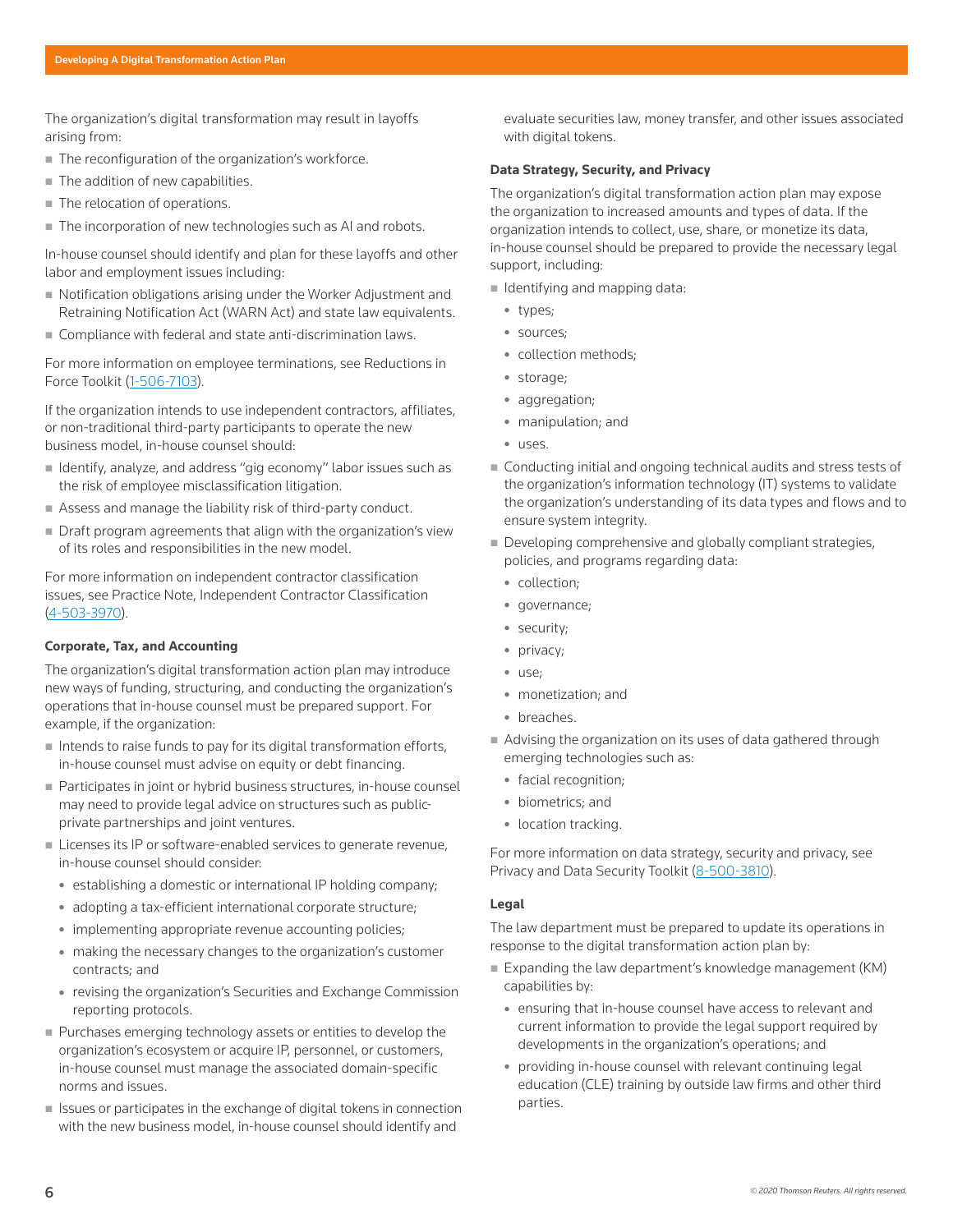The organization's digital transformation may result in layoffs arising from:

- The reconfiguration of the organization's workforce.
- The addition of new capabilities.
- The relocation of operations.
- The incorporation of new technologies such as AI and robots.

In-house counsel should identify and plan for these layoffs and other labor and employment issues including:

- Notification obligations arising under the Worker Adjustment and Retraining Notification Act (WARN Act) and state law equivalents.
- Compliance with federal and state anti-discrimination laws.

For more information on employee terminations, see Reductions in Force Toolkit (1-506-7103).

If the organization intends to use independent contractors, affiliates, or non-traditional third-party participants to operate the new business model, in-house counsel should:

- Identify, analyze, and address "gig economy" labor issues such as the risk of employee misclassification litigation.
- Assess and manage the liability risk of third-party conduct.
- Draft program agreements that align with the organization's view of its roles and responsibilities in the new model.

For more information on independent contractor classification issues, see Practice Note, Independent Contractor Classification (4-503-3970).

**Corporate, Tax, and Accounting**

The organization's digital transformation action plan may introduce new ways of funding, structuring, and conducting the organization's operations that in-house counsel must be prepared support. For example, if the organization:

- Intends to raise funds to pay for its digital transformation efforts, in-house counsel must advise on equity or debt financing.
- Participates in joint or hybrid business structures, in-house counsel may need to provide legal advice on structures such as public-private partnerships and joint ventures.
- Licenses its IP or software-enabled services to generate revenue, in-house counsel should consider:
  - establishing a domestic or international IP holding company;
  - adopting a tax-efficient international corporate structure;
  - implementing appropriate revenue accounting policies;
  - making the necessary changes to the organization's customer contracts; and
  - revising the organization's Securities and Exchange Commission reporting protocols.
- Purchases emerging technology assets or entities to develop the organization's ecosystem or acquire IP, personnel, or customers, in-house counsel must manage the associated domain-specific norms and issues.
- Issues or participates in the exchange of digital tokens in connection with the new business model, in-house counsel should identify and evaluate securities law, money transfer, and other issues associated with digital tokens.

**Data Strategy, Security, and Privacy**

The organization's digital transformation action plan may expose the organization to increased amounts and types of data. If the organization intends to collect, use, share, or monetize its data, in-house counsel should be prepared to provide the necessary legal support, including:

- Identifying and mapping data:
  - types;
  - sources;
  - collection methods;
  - storage;
  - aggregation;
  - manipulation; and
  - uses.
- Conducting initial and ongoing technical audits and stress tests of the organization's information technology (IT) systems to validate the organization's understanding of its data types and flows and to ensure system integrity.
- Developing comprehensive and globally compliant strategies, policies, and programs regarding data:
  - collection;
  - governance;
  - security;
  - privacy;
  - use;
  - monetization; and
  - breaches.
- Advising the organization on its uses of data gathered through emerging technologies such as:
  - facial recognition;
  - biometrics; and
  - location tracking.

For more information on data strategy, security and privacy, see Privacy and Data Security Toolkit (8-500-3810).

**Legal**

The law department must be prepared to update its operations in response to the digital transformation action plan by:

- Expanding the law department's knowledge management (KM) capabilities by:
  - ensuring that in-house counsel have access to relevant and current information to provide the legal support required by developments in the organization's operations; and
  - providing in-house counsel with relevant continuing legal education (CLE) training by outside law firms and other third parties.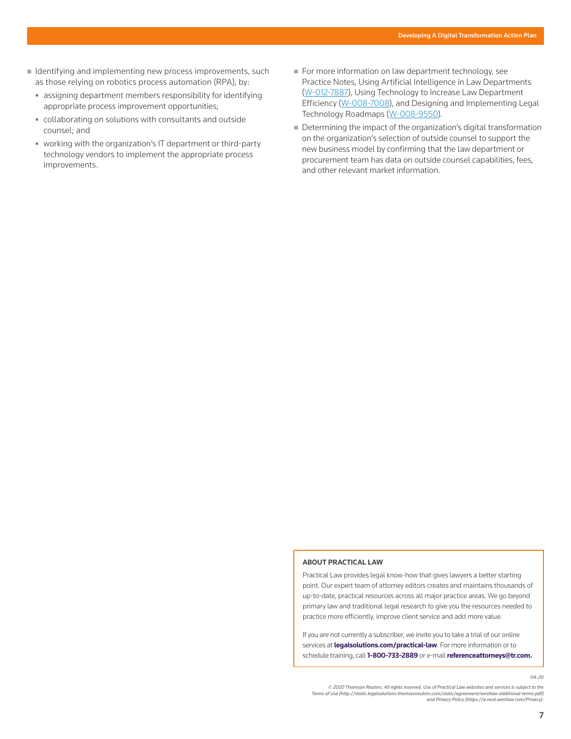- Identifying and implementing new process improvements, such as those relying on robotics process automation (RPA), by:
  - assigning department members responsibility for identifying appropriate process improvement opportunities;
  - collaborating on solutions with consultants and outside counsel; and
  - working with the organization's IT department or third-party technology vendors to implement the appropriate process improvements.
- For more information on law department technology, see Practice Notes, Using Artificial Intelligence in Law Departments (W-012-7887), Using Technology to Increase Law Department Efficiency (W-008-7008), and Designing and Implementing Legal Technology Roadmaps (W-008-9550).
- Determining the impact of the organization's digital transformation on the organization's selection of outside counsel to support the new business model by confirming that the law department or procurement team has data on outside counsel capabilities, fees, and other relevant market information.

**ABOUT PRACTICAL LAW**

Practical Law provides legal know-how that gives lawyers a better starting point. Our expert team of attorney editors creates and maintains thousands of up-to-date, practical resources across all major practice areas. We go beyond primary law and traditional legal research to give you the resources needed to practice more efficiently, improve client service and add more value.

If you are not currently a subscriber, we invite you to take a trial of our online services at **legalsolutions.com/practical-law**. For more information or to schedule training, call **1-800-733-2889** or e-mail **referenceattorneys@tr.com.**

*04-20*

*© 2020 Thomson Reuters. All rights reserved. Use of Practical Law websites and services is subject to the Terms of Use (http://static.legalsolutions.thomsonreuters.com/static/agreement/westlaw-additional-terms.pdf) and Privacy Policy (https://a.next.westlaw.com/Privacy).*